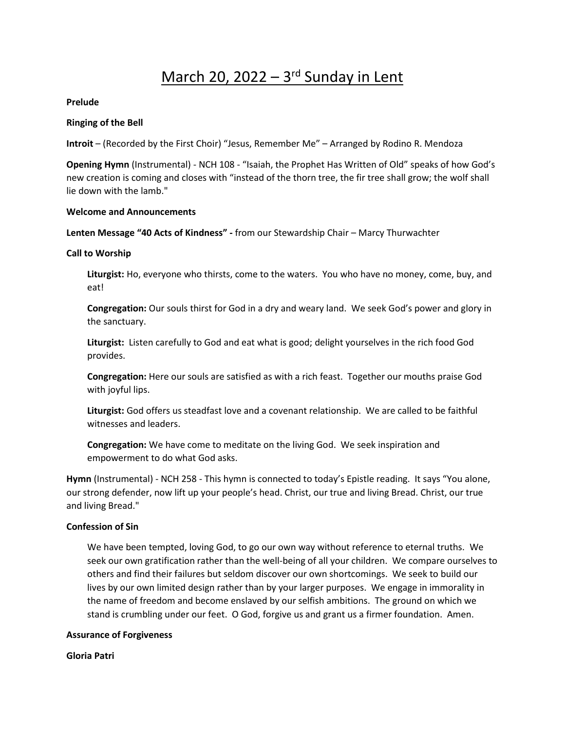# March 20, 2022 – 3rd Sunday in Lent

**Prelude**

**Ringing of the Bell**

**Introit** – (Recorded by the First Choir) "Jesus, Remember Me" – Arranged by Rodino R. Mendoza

**Opening Hymn** (Instrumental) - NCH 108 - "Isaiah, the Prophet Has Written of Old" speaks of how God's new creation is coming and closes with "instead of the thorn tree, the fir tree shall grow; the wolf shall lie down with the lamb."

**Welcome and Announcements**

**Lenten Message "40 Acts of Kindness" -** from our Stewardship Chair – Marcy Thurwachter

**Call to Worship**

> **Liturgist:** Ho, everyone who thirsts, come to the waters. You who have no money, come, buy, and eat!
>
> **Congregation:** Our souls thirst for God in a dry and weary land. We seek God's power and glory in the sanctuary.
>
> **Liturgist:** Listen carefully to God and eat what is good; delight yourselves in the rich food God provides.
>
> **Congregation:** Here our souls are satisfied as with a rich feast. Together our mouths praise God with joyful lips.
>
> **Liturgist:** God offers us steadfast love and a covenant relationship. We are called to be faithful witnesses and leaders.
>
> **Congregation:** We have come to meditate on the living God. We seek inspiration and empowerment to do what God asks.

**Hymn** (Instrumental) - NCH 258 - This hymn is connected to today's Epistle reading. It says "You alone, our strong defender, now lift up your people's head. Christ, our true and living Bread. Christ, our true and living Bread."

**Confession of Sin**

> We have been tempted, loving God, to go our own way without reference to eternal truths. We seek our own gratification rather than the well-being of all your children. We compare ourselves to others and find their failures but seldom discover our own shortcomings. We seek to build our lives by our own limited design rather than by your larger purposes. We engage in immorality in the name of freedom and become enslaved by our selfish ambitions. The ground on which we stand is crumbling under our feet. O God, forgive us and grant us a firmer foundation. Amen.

**Assurance of Forgiveness**

**Gloria Patri**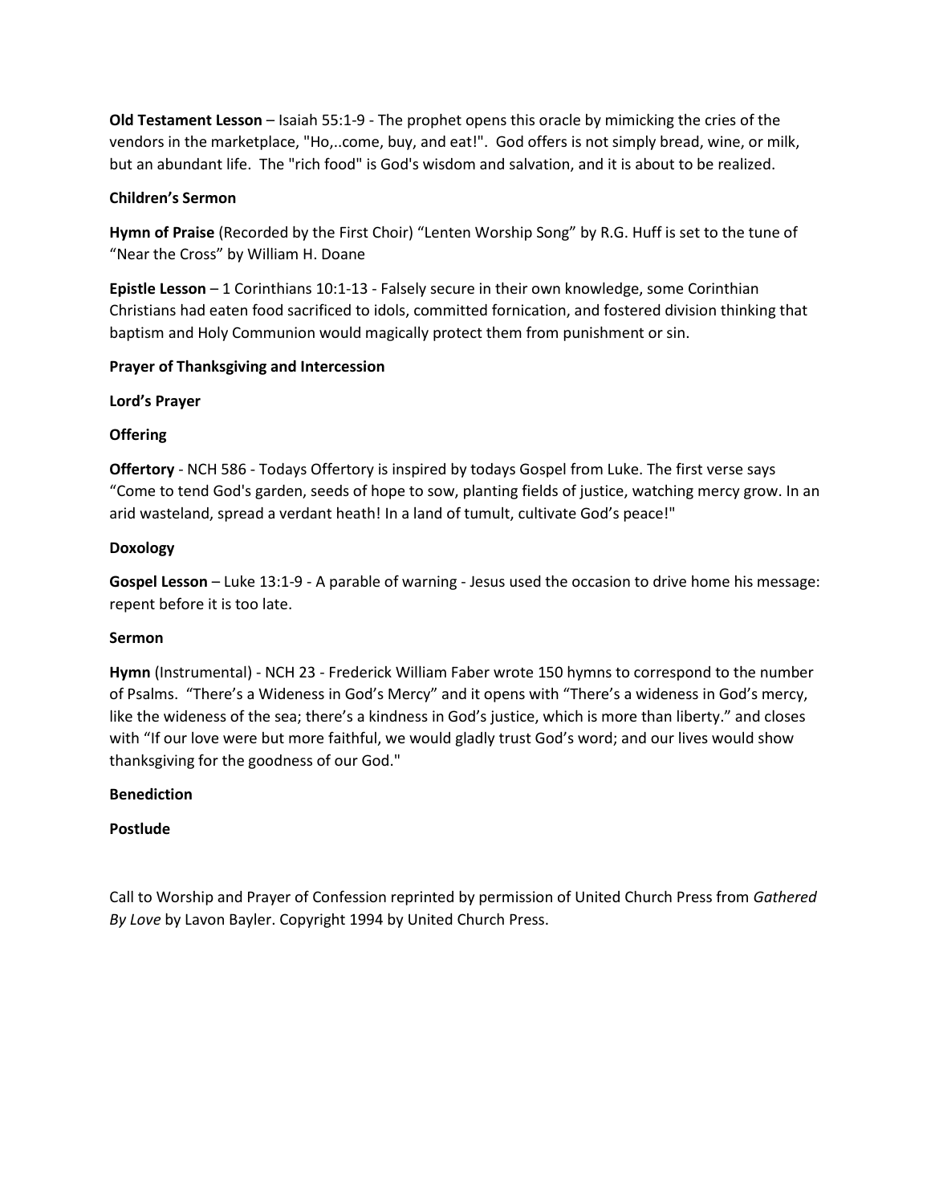**Old Testament Lesson** – Isaiah 55:1-9 - The prophet opens this oracle by mimicking the cries of the vendors in the marketplace, "Ho,..come, buy, and eat!". God offers is not simply bread, wine, or milk, but an abundant life. The "rich food" is God's wisdom and salvation, and it is about to be realized.

**Children's Sermon**

**Hymn of Praise** (Recorded by the First Choir) "Lenten Worship Song" by R.G. Huff is set to the tune of "Near the Cross" by William H. Doane

**Epistle Lesson** – 1 Corinthians 10:1-13 - Falsely secure in their own knowledge, some Corinthian Christians had eaten food sacrificed to idols, committed fornication, and fostered division thinking that baptism and Holy Communion would magically protect them from punishment or sin.

**Prayer of Thanksgiving and Intercession**

**Lord's Prayer**

**Offering**

**Offertory** - NCH 586 - Todays Offertory is inspired by todays Gospel from Luke. The first verse says "Come to tend God's garden, seeds of hope to sow, planting fields of justice, watching mercy grow. In an arid wasteland, spread a verdant heath! In a land of tumult, cultivate God's peace!"

**Doxology**

**Gospel Lesson** – Luke 13:1-9 - A parable of warning - Jesus used the occasion to drive home his message: repent before it is too late.

**Sermon**

**Hymn** (Instrumental) - NCH 23 - Frederick William Faber wrote 150 hymns to correspond to the number of Psalms. "There's a Wideness in God's Mercy" and it opens with "There's a wideness in God's mercy, like the wideness of the sea; there's a kindness in God's justice, which is more than liberty." and closes with "If our love were but more faithful, we would gladly trust God's word; and our lives would show thanksgiving for the goodness of our God."

**Benediction**

**Postlude**

Call to Worship and Prayer of Confession reprinted by permission of United Church Press from *Gathered By Love* by Lavon Bayler. Copyright 1994 by United Church Press.